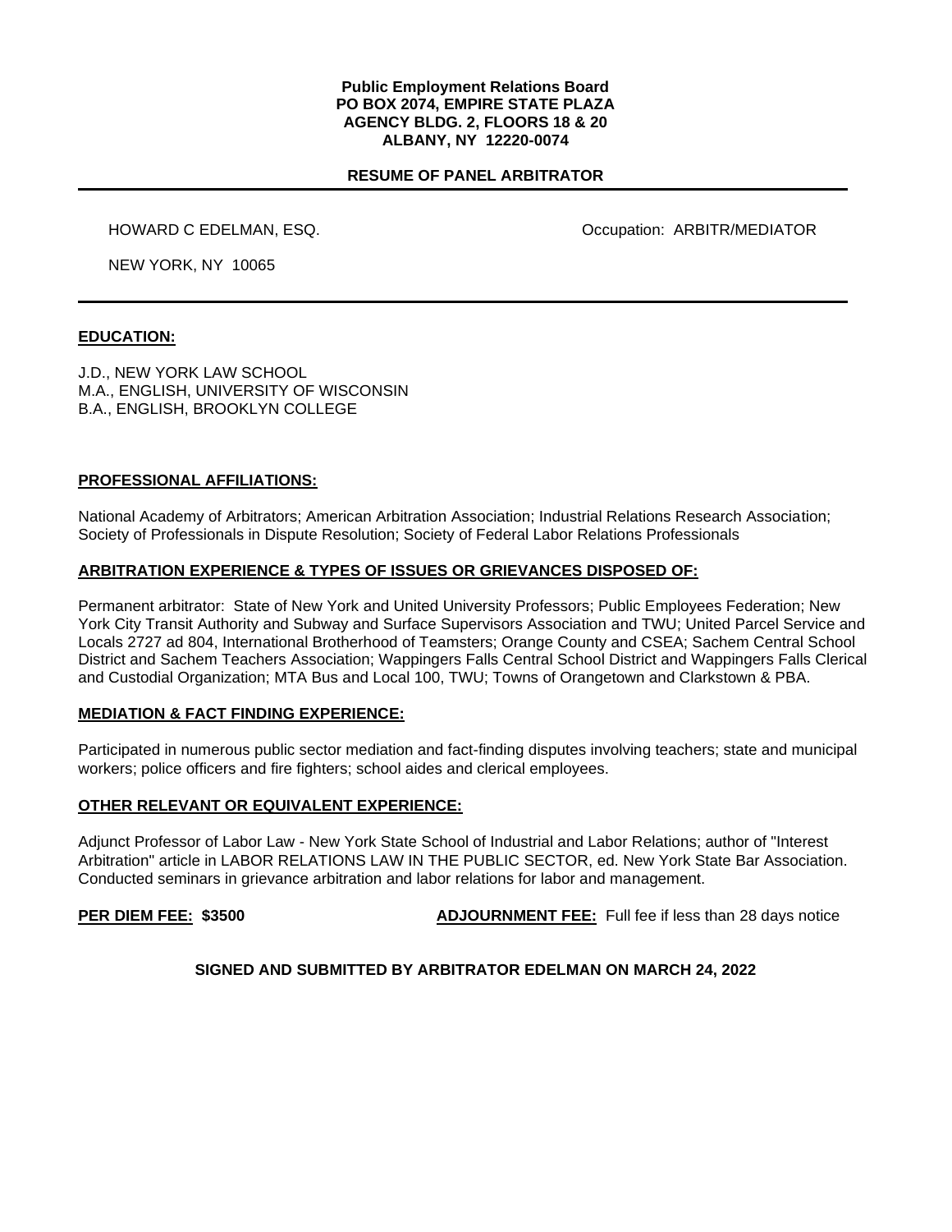**Public Employment Relations Board**
**PO BOX 2074, EMPIRE STATE PLAZA**
**AGENCY BLDG. 2, FLOORS 18 & 20**
**ALBANY, NY 12220-0074**

**RESUME OF PANEL ARBITRATOR**

---

HOWARD C EDELMAN, ESQ. Occupation: ARBITR/MEDIATOR

NEW YORK, NY 10065

---

## EDUCATION:

J.D., NEW YORK LAW SCHOOL
M.A., ENGLISH, UNIVERSITY OF WISCONSIN
B.A., ENGLISH, BROOKLYN COLLEGE

## PROFESSIONAL AFFILIATIONS:

National Academy of Arbitrators; American Arbitration Association; Industrial Relations Research Association; Society of Professionals in Dispute Resolution; Society of Federal Labor Relations Professionals

## ARBITRATION EXPERIENCE & TYPES OF ISSUES OR GRIEVANCES DISPOSED OF:

Permanent arbitrator: State of New York and United University Professors; Public Employees Federation; New York City Transit Authority and Subway and Surface Supervisors Association and TWU; United Parcel Service and Locals 2727 ad 804, International Brotherhood of Teamsters; Orange County and CSEA; Sachem Central School District and Sachem Teachers Association; Wappingers Falls Central School District and Wappingers Falls Clerical and Custodial Organization; MTA Bus and Local 100, TWU; Towns of Orangetown and Clarkstown & PBA.

## MEDIATION & FACT FINDING EXPERIENCE:

Participated in numerous public sector mediation and fact-finding disputes involving teachers; state and municipal workers; police officers and fire fighters; school aides and clerical employees.

## OTHER RELEVANT OR EQUIVALENT EXPERIENCE:

Adjunct Professor of Labor Law - New York State School of Industrial and Labor Relations; author of "Interest Arbitration" article in LABOR RELATIONS LAW IN THE PUBLIC SECTOR, ed. New York State Bar Association. Conducted seminars in grievance arbitration and labor relations for labor and management.

**PER DIEM FEE: $3500** **ADJOURNMENT FEE:** Full fee if less than 28 days notice

**SIGNED AND SUBMITTED BY ARBITRATOR EDELMAN ON MARCH 24, 2022**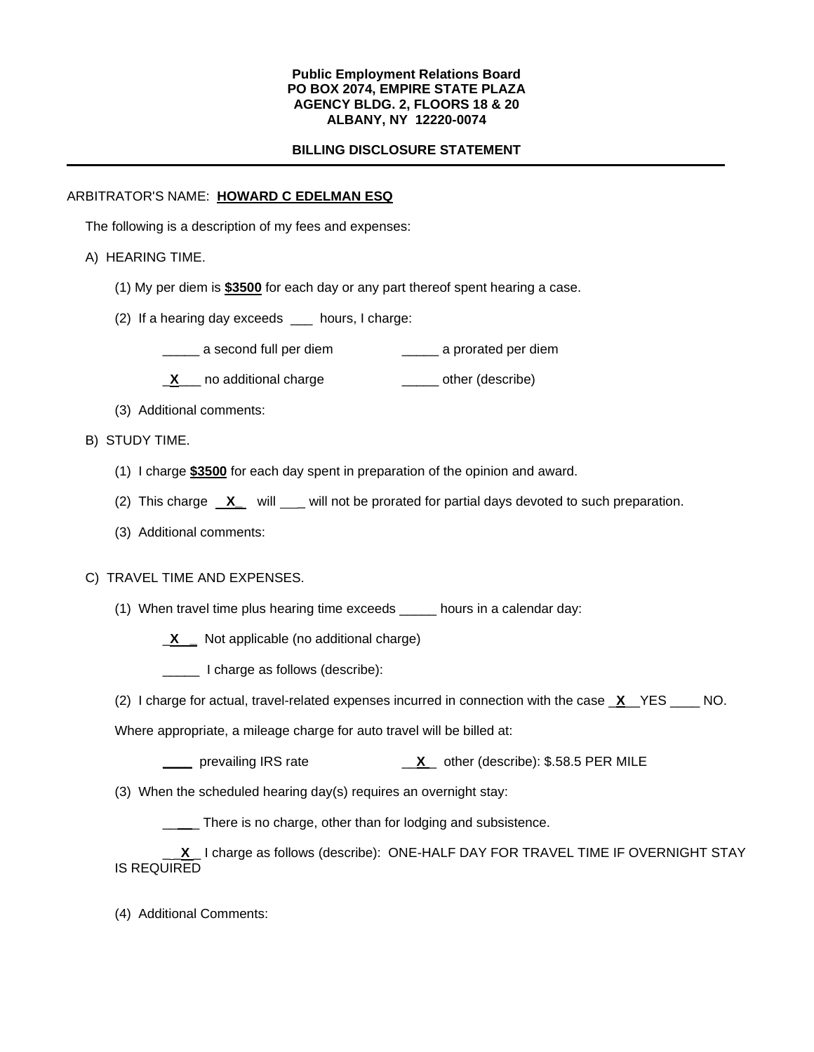**Public Employment Relations Board**
**PO BOX 2074, EMPIRE STATE PLAZA**
**AGENCY BLDG. 2, FLOORS 18 & 20**
**ALBANY, NY 12220-0074**

**BILLING DISCLOSURE STATEMENT**

---

ARBITRATOR'S NAME: **HOWARD C EDELMAN ESQ**

The following is a description of my fees and expenses:

A) HEARING TIME.

(1) My per diem is **$3500** for each day or any part thereof spent hearing a case.

(2) If a hearing day exceeds ___ hours, I charge:

_____ a second full per diem _____ a prorated per diem

_**X**___ no additional charge _____ other (describe)

(3) Additional comments:

B) STUDY TIME.

(1) I charge **$3500** for each day spent in preparation of the opinion and award.

(2) This charge __**X**_ will ___ will not be prorated for partial days devoted to such preparation.

(3) Additional comments:

C) TRAVEL TIME AND EXPENSES.

(1) When travel time plus hearing time exceeds _____ hours in a calendar day:

_**X**__ Not applicable (no additional charge)

_____ I charge as follows (describe):

(2) I charge for actual, travel-related expenses incurred in connection with the case _**X**__YES ____ NO.

Where appropriate, a mileage charge for auto travel will be billed at:

____ prevailing IRS rate __**X**_ other (describe): $.58.5 PER MILE

(3) When the scheduled hearing day(s) requires an overnight stay:

_____ There is no charge, other than for lodging and subsistence.

__**X**_ I charge as follows (describe): ONE-HALF DAY FOR TRAVEL TIME IF OVERNIGHT STAY IS REQUIRED

(4) Additional Comments: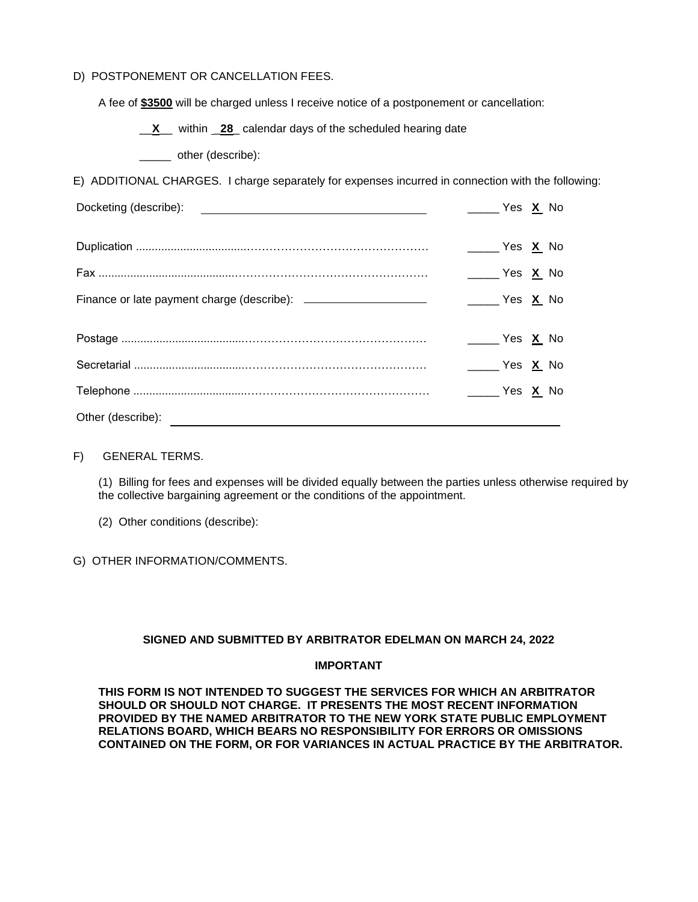D) POSTPONEMENT OR CANCELLATION FEES.

A fee of **$3500** will be charged unless I receive notice of a postponement or cancellation:

__X__ within _28_ calendar days of the scheduled hearing date

_____ other (describe):

E) ADDITIONAL CHARGES. I charge separately for expenses incurred in connection with the following:

| | |
|---|---|
| Docketing (describe): ____________________ | _____ Yes X No |
| Duplication ........................................ | _____ Yes X No |
| Fax ........................................ | _____ Yes X No |
| Finance or late payment charge (describe): ____________ | _____ Yes X No |
| Postage ........................................ | _____ Yes X No |
| Secretarial ........................................ | _____ Yes X No |
| Telephone ........................................ | _____ Yes X No |
| Other (describe): ____________________ | |

F) GENERAL TERMS.

(1) Billing for fees and expenses will be divided equally between the parties unless otherwise required by the collective bargaining agreement or the conditions of the appointment.

(2) Other conditions (describe):

G) OTHER INFORMATION/COMMENTS.

**SIGNED AND SUBMITTED BY ARBITRATOR EDELMAN ON MARCH 24, 2022**

**IMPORTANT**

**THIS FORM IS NOT INTENDED TO SUGGEST THE SERVICES FOR WHICH AN ARBITRATOR SHOULD OR SHOULD NOT CHARGE. IT PRESENTS THE MOST RECENT INFORMATION PROVIDED BY THE NAMED ARBITRATOR TO THE NEW YORK STATE PUBLIC EMPLOYMENT RELATIONS BOARD, WHICH BEARS NO RESPONSIBILITY FOR ERRORS OR OMISSIONS CONTAINED ON THE FORM, OR FOR VARIANCES IN ACTUAL PRACTICE BY THE ARBITRATOR.**